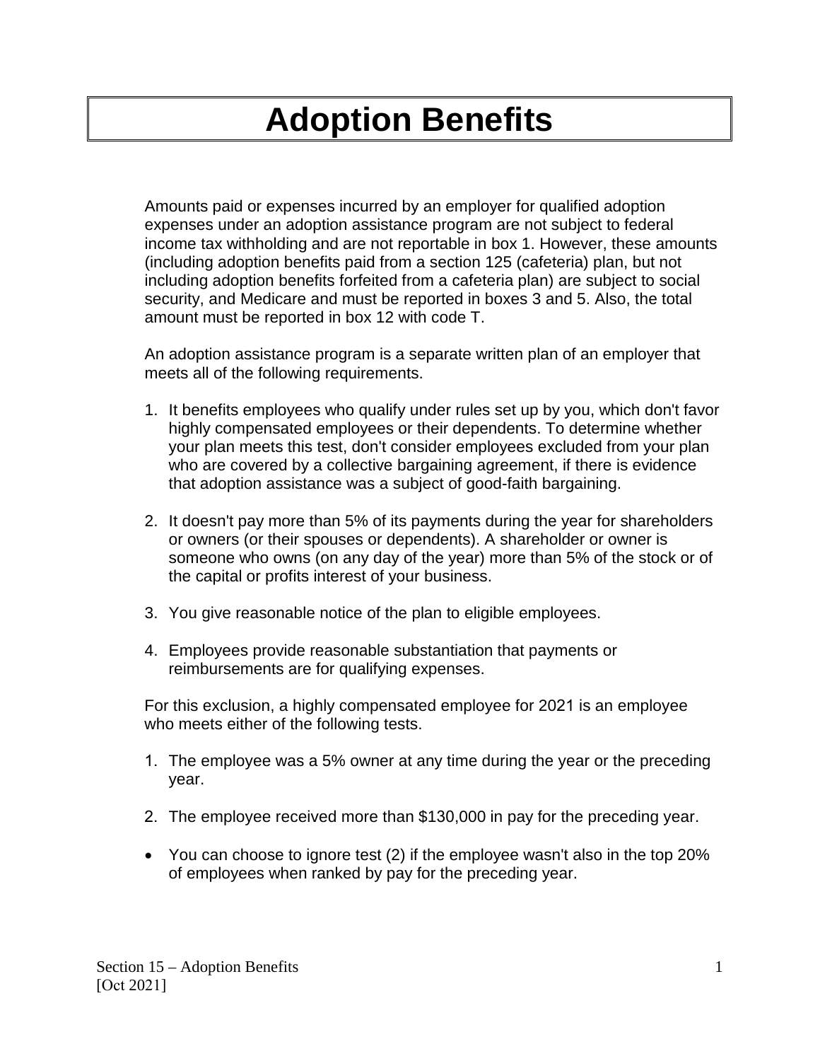# Adoption Benefits

Amounts paid or expenses incurred by an employer for qualified adoption expenses under an adoption assistance program are not subject to federal income tax withholding and are not reportable in box 1. However, these amounts (including adoption benefits paid from a section 125 (cafeteria) plan, but not including adoption benefits forfeited from a cafeteria plan) are subject to social security, and Medicare and must be reported in boxes 3 and 5. Also, the total amount must be reported in box 12 with code T.

An adoption assistance program is a separate written plan of an employer that meets all of the following requirements.

1. It benefits employees who qualify under rules set up by you, which don't favor highly compensated employees or their dependents. To determine whether your plan meets this test, don't consider employees excluded from your plan who are covered by a collective bargaining agreement, if there is evidence that adoption assistance was a subject of good-faith bargaining.

2. It doesn't pay more than 5% of its payments during the year for shareholders or owners (or their spouses or dependents). A shareholder or owner is someone who owns (on any day of the year) more than 5% of the stock or of the capital or profits interest of your business.

3. You give reasonable notice of the plan to eligible employees.

4. Employees provide reasonable substantiation that payments or reimbursements are for qualifying expenses.

For this exclusion, a highly compensated employee for 2021 is an employee who meets either of the following tests.

1. The employee was a 5% owner at any time during the year or the preceding year.

2. The employee received more than $130,000 in pay for the preceding year.

- You can choose to ignore test (2) if the employee wasn't also in the top 20% of employees when ranked by pay for the preceding year.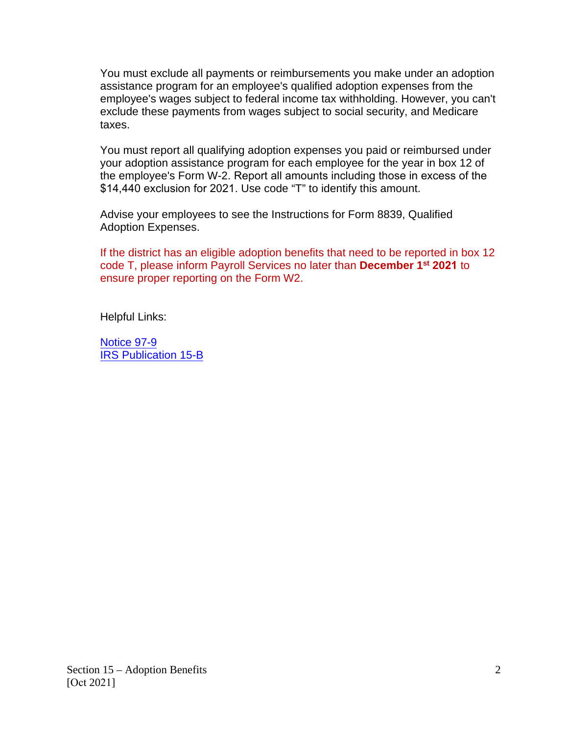You must exclude all payments or reimbursements you make under an adoption assistance program for an employee's qualified adoption expenses from the employee's wages subject to federal income tax withholding. However, you can't exclude these payments from wages subject to social security, and Medicare taxes.

You must report all qualifying adoption expenses you paid or reimbursed under your adoption assistance program for each employee for the year in box 12 of the employee's Form W-2. Report all amounts including those in excess of the $14,440 exclusion for 2021. Use code "T" to identify this amount.

Advise your employees to see the Instructions for Form 8839, Qualified Adoption Expenses.

If the district has an eligible adoption benefits that need to be reported in box 12 code T, please inform Payroll Services no later than **December 1st 2021** to ensure proper reporting on the Form W2.

Helpful Links:

Notice 97-9
IRS Publication 15-B